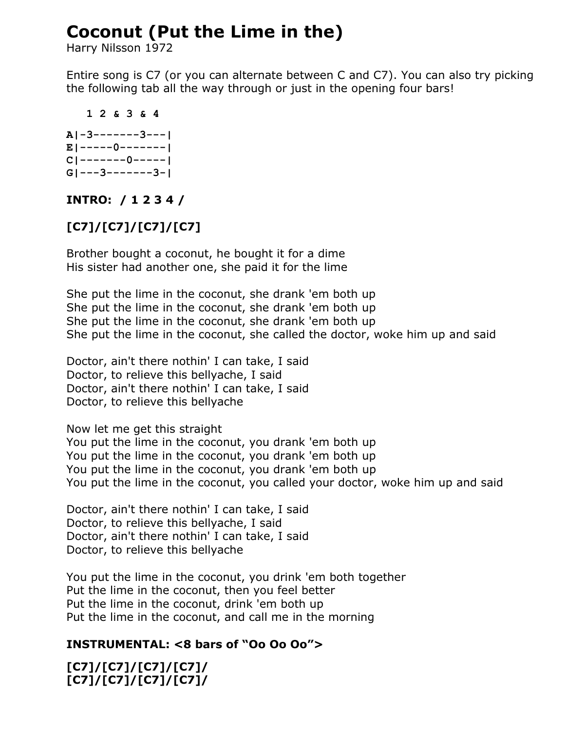# Coconut (Put the Lime in the)

Harry Nilsson 1972

Entire song is C7 (or you can alternate between C and C7). You can also try picking the following tab all the way through or just in the opening four bars!

```
   1 2 & 3 & 4

A|-3-------3---|
E|-----0-------|
C|-------0-----|
G|---3-------3-|
```

**INTRO: / 1 2 3 4 /**

**[C7]/[C7]/[C7]/[C7]**

Brother bought a coconut, he bought it for a dime
His sister had another one, she paid it for the lime

She put the lime in the coconut, she drank 'em both up
She put the lime in the coconut, she drank 'em both up
She put the lime in the coconut, she drank 'em both up
She put the lime in the coconut, she called the doctor, woke him up and said

Doctor, ain't there nothin' I can take, I said
Doctor, to relieve this bellyache, I said
Doctor, ain't there nothin' I can take, I said
Doctor, to relieve this bellyache

Now let me get this straight
You put the lime in the coconut, you drank 'em both up
You put the lime in the coconut, you drank 'em both up
You put the lime in the coconut, you drank 'em both up
You put the lime in the coconut, you called your doctor, woke him up and said

Doctor, ain't there nothin' I can take, I said
Doctor, to relieve this bellyache, I said
Doctor, ain't there nothin' I can take, I said
Doctor, to relieve this bellyache

You put the lime in the coconut, you drink 'em both together
Put the lime in the coconut, then you feel better
Put the lime in the coconut, drink 'em both up
Put the lime in the coconut, and call me in the morning

**INSTRUMENTAL: <8 bars of "Oo Oo Oo">**

**[C7]/[C7]/[C7]/[C7]/**
**[C7]/[C7]/[C7]/[C7]/**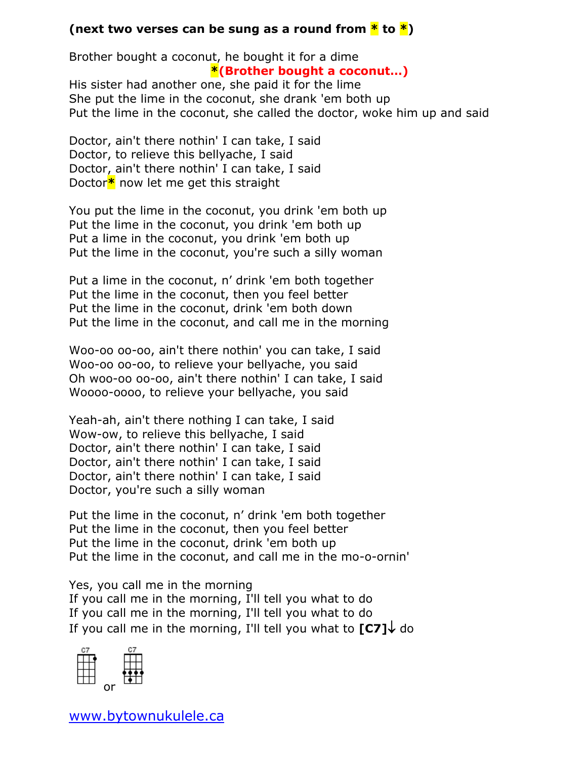**(next two verses can be sung as a round from * to *)**

Brother bought a coconut, he bought it for a dime
**\*(Brother bought a coconut...)**
His sister had another one, she paid it for the lime
She put the lime in the coconut, she drank 'em both up
Put the lime in the coconut, she called the doctor, woke him up and said

Doctor, ain't there nothin' I can take, I said
Doctor, to relieve this bellyache, I said
Doctor, ain't there nothin' I can take, I said
Doctor* now let me get this straight

You put the lime in the coconut, you drink 'em both up
Put the lime in the coconut, you drink 'em both up
Put a lime in the coconut, you drink 'em both up
Put the lime in the coconut, you're such a silly woman

Put a lime in the coconut, n' drink 'em both together
Put the lime in the coconut, then you feel better
Put the lime in the coconut, drink 'em both down
Put the lime in the coconut, and call me in the morning

Woo-oo oo-oo, ain't there nothin' you can take, I said
Woo-oo oo-oo, to relieve your bellyache, you said
Oh woo-oo oo-oo, ain't there nothin' I can take, I said
Woooo-oooo, to relieve your bellyache, you said

Yeah-ah, ain't there nothing I can take, I said
Wow-ow, to relieve this bellyache, I said
Doctor, ain't there nothin' I can take, I said
Doctor, ain't there nothin' I can take, I said
Doctor, ain't there nothin' I can take, I said
Doctor, you're such a silly woman

Put the lime in the coconut, n' drink 'em both together
Put the lime in the coconut, then you feel better
Put the lime in the coconut, drink 'em both up
Put the lime in the coconut, and call me in the mo-o-ornin'

Yes, you call me in the morning
If you call me in the morning, I'll tell you what to do
If you call me in the morning, I'll tell you what to do
If you call me in the morning, I'll tell you what to **[C7]**↓ do

C7 or C7

www.bytownukulele.ca